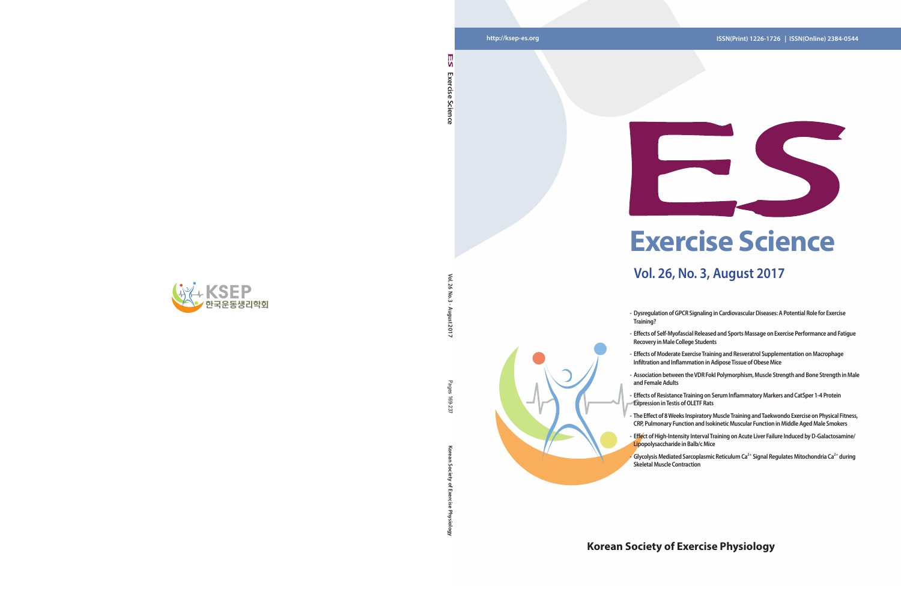http://ksep-es.org

ISSN(Print) 1226-1726 | ISSN(Online) 2384-0544

# ES

# Exercise Science

## Vol. 26, No. 3, August 2017

- Dysregulation of GPCR Signaling in Cardiovascular Diseases: A Potential Role for Exercise Training?
- Effects of Self-Myofascial Released and Sports Massage on Exercise Performance and Fatigue Recovery in Male College Students
- Effects of Moderate Exercise Training and Resveratrol Supplementation on Macrophage Infiltration and Inflammation in Adipose Tissue of Obese Mice
- Association between the VDR FokI Polymorphism, Muscle Strength and Bone Strength in Male and Female Adults
- Effects of Resistance Training on Serum Inflammatory Markers and CatSper 1-4 Protein Expression in Testis of OLETF Rats
- The Effect of 8 Weeks Inspiratory Muscle Training and Taekwondo Exercise on Physical Fitness, CRP, Pulmonary Function and Isokinetic Muscular Function in Middle Aged Male Smokers
- Effect of High-Intensity Interval Training on Acute Liver Failure Induced by D-Galactosamine/Lipopolysaccharide in Balb/c Mice
- Glycolysis Mediated Sarcoplasmic Reticulum $Ca^{2+}$ Signal Regulates Mitochondria $Ca^{2+}$ during Skeletal Muscle Contraction

**Korean Society of Exercise Physiology**

ES Exercise Science Vol. 26 No. 3 · August 2017 Pages 169-237 Korean Society of Exercise Physiology

KSEP 한국운동생리학회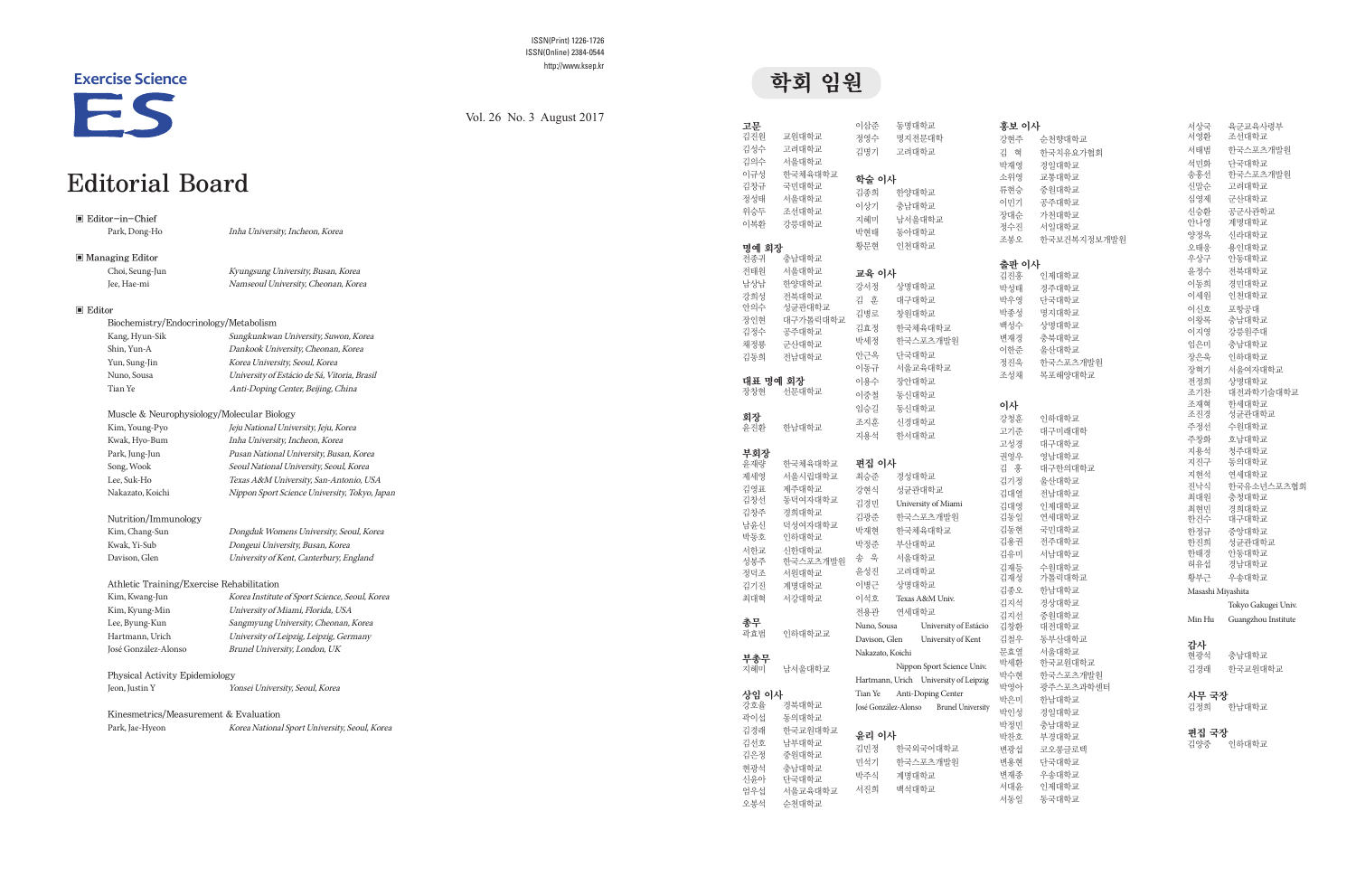# Exercise Science

ISSN(Print) 1226-1726
ISSN(Online) 2384-0544
http://www.ksep.kr

Vol. 26 No. 3 August 2017

# Editorial Board

■ Editor-in-Chief

Park, Dong-Ho — *Inha University, Incheon, Korea*

■ Managing Editor

Choi, Seung-Jun — *Kyungsung University, Busan, Korea*
Jee, Hae-mi — *Namseoul University, Cheonan, Korea*

■ Editor

Biochemistry/Endocrinology/Metabolism

Kang, Hyun-Sik — *Sungkunkwan University, Suwon, Korea*
Shin, Yun-A — *Dankook University, Cheonan, Korea*
Yun, Sung-Jin — *Kyunghee University, Seoul, Korea*
Nuno, Sousa — *University of Estácio de Sá, Vitoria, Brasil*
Tian Ye — *Anti-Doping Center, Beijing, China*

Muscle & Neurophysiology/Molecular Biology

Kim, Young-Pyo — *Jeju National University, Jeju, Korea*
Kwak, Hyo-Bum — *Inha University, Incheon, Korea*
Park, Jung-Jun — *Pusan National University, Busan, Korea*
Song, Wook — *Seoul National University, Seoul, Korea*
Lee, Suk-Ho — *Texas A&M University, San-Antonio, USA*
Nakazato, Koichi — *Nippon Sport Science University, Tokyo, Japan*

Nutrition/Immunology

Kim, Chang-Sun — *Dongduk Womens University, Seoul, Korea*
Kwak, Yi-Sub — *Dongeui University, Busan, Korea*
Davison, Glen — *University of Kent, Canterbury, England*

Athletic Training/Exercise Rehabilitation

Kim, Kwang-Jun — *Korea Institute of Sport Science, Seoul, Korea*
Kim, Kyung-Min — *University of Miami, Florida, USA*
Lee, Byung-Kun — *Sangmyung University, Cheonan, Korea*
Hartmann, Urich — *University of Leipzig, Leipzig, Germany*
José González-Alonso — *Brunel University, London, UK*

Physical Activity Epidemiology

Jeon, Justin Y — *Yonsei University, Seoul, Korea*

Kinesmetrics/Measurement & Evaluation

Park, Jae-Hyeon — *Korea National Sport University, Seoul, Korea*

# 학회 임원

**고문**
김진원 교원대학교
김성수 고려대학교
김의수 서울대학교
이규성 한국체육대학교
김창규 국민대학교
정성태 서울대학교
위승두 조선대학교
이복환 강릉대학교
이삼준 동명대학교
정영수 명지전문대학
김명기 고려대학교

**명예 회장**
전종귀 충남대학교
전태원 서울대학교
남상남 한양대학교
강희성 전북대학교
안의수 성균관대학교
장인현 대구가톨릭대학교
김정수 공주대학교
채정룡 군산대학교
김동희 전남대학교

**대표 명예 회장**
장창현 선문대학교

**회장**
윤진환 한남대학교

**부회장**
유재량 한국체육대학교
채세영 서울시립대학교
김영표 제주대학교
김창선 동덕여자대학교
김창주 경희대학교
남윤신 덕성여자대학교
박동호 인하대학교
서판교 신한대학교
성봉주 한국스포츠개발원
정덕조 서원대학교
김기진 계명대학교
최대혁 서강대학교

**총무**
곽효범 인하대학교

**부총무**
지혜미 남서울대학교

**상임 이사**
강호율 경북대학교
곽이섭 동의대학교
김경래 한국교원대학교
김선호 남부대학교
김은정 중원대학교
현광석 충남대학교
신윤아 단국대학교
엄우섭 서울교육대학교
오봉석 순천대학교

**학술 이사**
김종희 한양대학교
이상기 충남대학교
지혜미 남서울대학교
박현태 동아대학교
황문현 인천대학교

**교육 이사**
강서정 상명대학교
김 훈 대구대학교
김병로 창원대학교
김효정 한국체육대학교
박세정 한국스포츠개발원
안근옥 단국대학교
이동규 서울교육대학교
이용수 장안대학교
이중철 동신대학교
임승길 동신대학교
조지훈 신경대학교
지용석 한서대학교

**편집 이사**
최승준 경성대학교
강현식 성균관대학교
김경민 University of Miami
김광준 한국스포츠개발원
박재현 한국체육대학교
박정준 부산대학교
송 욱 서울대학교
윤성진 고려대학교
이병근 상명대학교
이석호 Texas A&M Univ.
전용관 연세대학교
Nuno, Sousa University of Estácio
Davison, Glen University of Kent
Nakazato, Koichi Nippon Sport Science Univ.
Hartmann, Urich University of Leipzig
Tian Ye Anti-Doping Center
José González-Alonso Brunel University

**윤리 이사**
김민정 한국외국어대학교
민석기 한국스포츠개발원
박주식 계명대학교
서진희 백석대학교

**홍보 이사**
강현주 순천향대학교
김 혁 한국치유요가협회
박재영 경일대학교
소위영 교통대학교
유현승 중원대학교
이인기 공주대학교
장대순 가천대학교
정수진 서일대학교
조봉오 한국보건복지정보개발원

**출판 이사**
김진홍 인제대학교
박성태 경주대학교
박우영 단국대학교
박종성 명지대학교
백성수 상명대학교
변재경 충북대학교
이헌준 울산대학교
정진욱 한국스포츠개발원
조성채 목포해양대학교

**이사**
강정훈 인하대학교
고기준 대구미래대학
고성경 대구대학교
권영우 영남대학교
김 홍 대구한의대학교
김기정 울산대학교
김대열 전남대학교
김대영 인제대학교
김동일 연세대학교
김동현 국민대학교
김용권 전주대학교
김유미 서남대학교
김재등 수원대학교
김재성 가톨릭대학교
김종오 한남대학교
김지석 경상대학교
김지선 중원대학교
김창환 대전대학교
김철우 동부산대학교
문효열 서울대학교
박세환 한국교원대학교
박수현 한국스포츠개발원
박영아 광주스포츠과학센터
박은미 한남대학교
박인성 경일대학교
박정민 충남대학교
박찬호 부경대학교
변광섭 코오롱글로텍
변용현 단국대학교
변재종 우송대학교
서대윤 인제대학교
서동일 동국대학교
서상국 육군교육사령부
서영환 조선대학교
서태범 한국스포츠개발원
석민화 단국대학교
송홍선 한국스포츠개발원
신말순 고려대학교
심영제 군산대학교
신승환 공군사관학교
안나영 계명대학교
양정옥 신라대학교
오태용 용인대학교
우상구 안동대학교
윤정수 전북대학교
이동희 경민대학교
이세원 인천대학교
이신호 포항공대
이왕록 충남대학교
이지영 강릉원주대
임은미 충남대학교
장은숙 인하대학교
장혜기 서울여자대학교
전정희 상명대학교
조기찬 대전과학기술대학교
조재혁 한세대학교
조진경 성균관대학교
주정선 수원대학교
주창하 호남대학교
지용석 청주대학교
지진구 동의대학교
지현석 연세대학교
진나식 한국유소년스포츠협회
최대원 중청대학교
최현민 경희대학교
한건수 대구대학교
한정규 중앙대학교
한진희 성균관대학교
한태경 안동대학교
허유섭 경남대학교
황부근 우송대학교
Masashi Miyashita Tokyo Gakugei Univ.
Min Hu Guangzhou Institute

**감사**
현광석 충남대학교
김경래 한국교원대학교

**사무 국장**
김정희 한남대학교

**편집 국장**
김양중 인하대학교